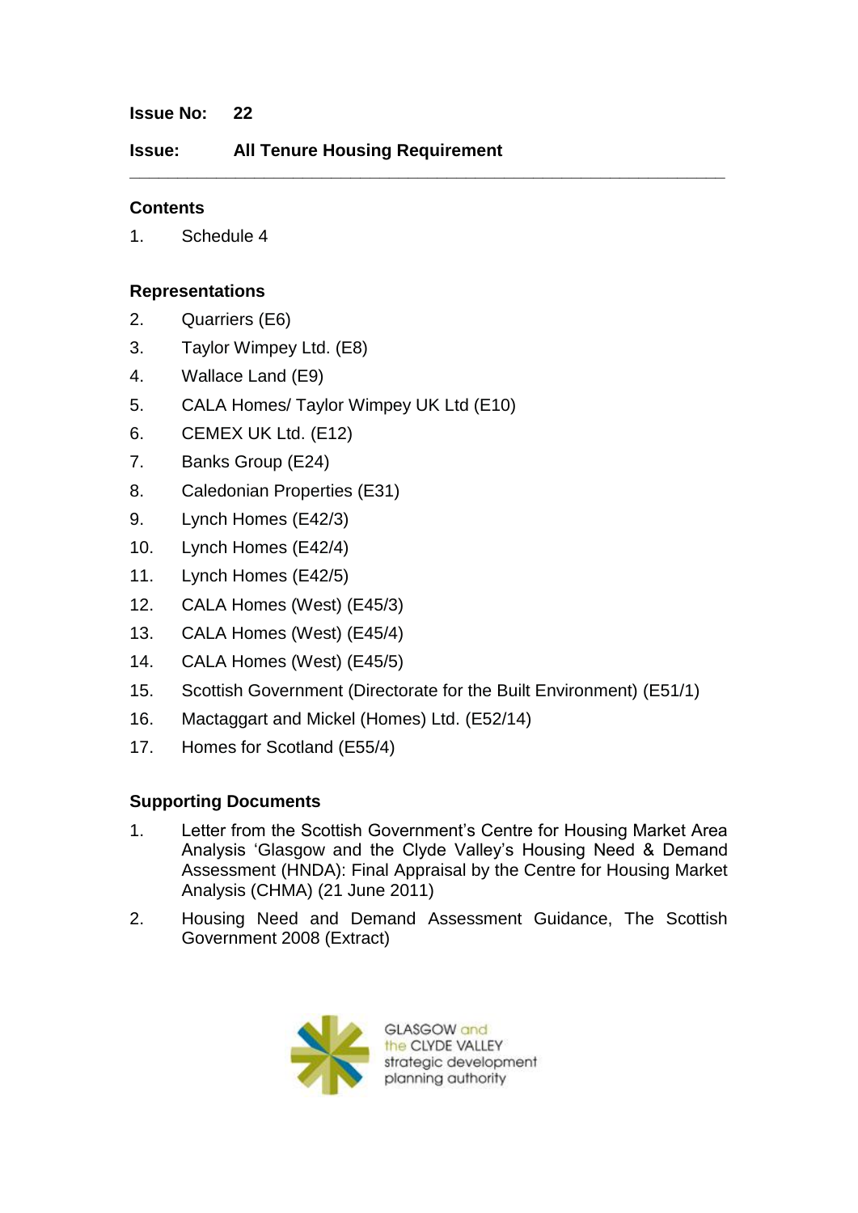**Issue No:** 22

**Issue:** All Tenure Housing Requirement

---

## Contents

1. Schedule 4

## Representations

2. Quarriers (E6)
3. Taylor Wimpey Ltd. (E8)
4. Wallace Land (E9)
5. CALA Homes/ Taylor Wimpey UK Ltd (E10)
6. CEMEX UK Ltd. (E12)
7. Banks Group (E24)
8. Caledonian Properties (E31)
9. Lynch Homes (E42/3)
10. Lynch Homes (E42/4)
11. Lynch Homes (E42/5)
12. CALA Homes (West) (E45/3)
13. CALA Homes (West) (E45/4)
14. CALA Homes (West) (E45/5)
15. Scottish Government (Directorate for the Built Environment) (E51/1)
16. Mactaggart and Mickel (Homes) Ltd. (E52/14)
17. Homes for Scotland (E55/4)

## Supporting Documents

1. Letter from the Scottish Government's Centre for Housing Market Area Analysis 'Glasgow and the Clyde Valley's Housing Need & Demand Assessment (HNDA): Final Appraisal by the Centre for Housing Market Analysis (CHMA) (21 June 2011)
2. Housing Need and Demand Assessment Guidance, The Scottish Government 2008 (Extract)

GLASGOW and the CLYDE VALLEY strategic development planning authority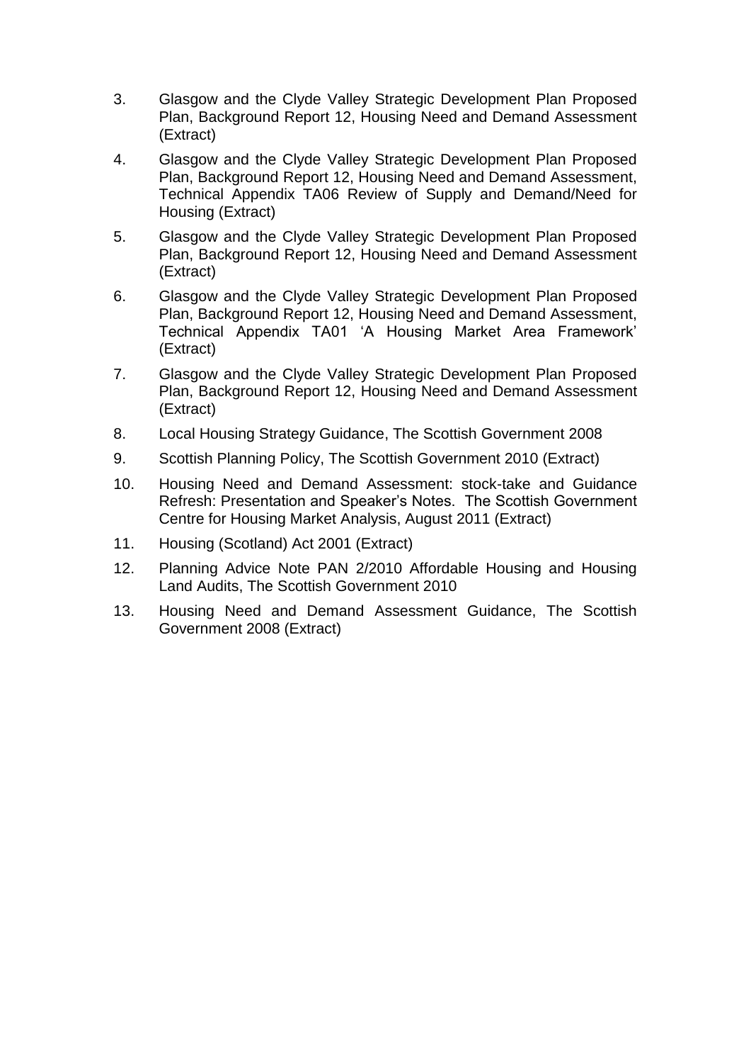3. Glasgow and the Clyde Valley Strategic Development Plan Proposed Plan, Background Report 12, Housing Need and Demand Assessment (Extract)

4. Glasgow and the Clyde Valley Strategic Development Plan Proposed Plan, Background Report 12, Housing Need and Demand Assessment, Technical Appendix TA06 Review of Supply and Demand/Need for Housing (Extract)

5. Glasgow and the Clyde Valley Strategic Development Plan Proposed Plan, Background Report 12, Housing Need and Demand Assessment (Extract)

6. Glasgow and the Clyde Valley Strategic Development Plan Proposed Plan, Background Report 12, Housing Need and Demand Assessment, Technical Appendix TA01 'A Housing Market Area Framework' (Extract)

7. Glasgow and the Clyde Valley Strategic Development Plan Proposed Plan, Background Report 12, Housing Need and Demand Assessment (Extract)

8. Local Housing Strategy Guidance, The Scottish Government 2008

9. Scottish Planning Policy, The Scottish Government 2010 (Extract)

10. Housing Need and Demand Assessment: stock-take and Guidance Refresh: Presentation and Speaker's Notes. The Scottish Government Centre for Housing Market Analysis, August 2011 (Extract)

11. Housing (Scotland) Act 2001 (Extract)

12. Planning Advice Note PAN 2/2010 Affordable Housing and Housing Land Audits, The Scottish Government 2010

13. Housing Need and Demand Assessment Guidance, The Scottish Government 2008 (Extract)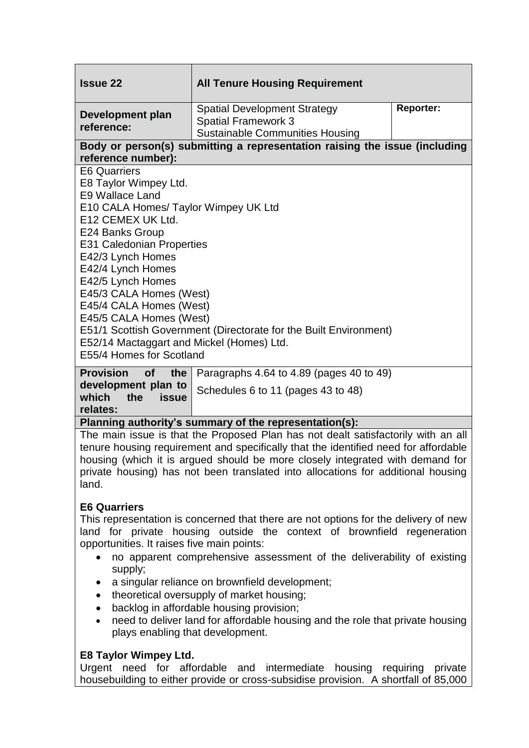| **Issue 22** | **All Tenure Housing Requirement** | |
|---|---|---|
| **Development plan reference:** | Spatial Development Strategy<br>Spatial Framework 3<br>Sustainable Communities Housing | **Reporter:** |

**Body or person(s) submitting a representation raising the issue (including reference number):**

E6 Quarriers
E8 Taylor Wimpey Ltd.
E9 Wallace Land
E10 CALA Homes/ Taylor Wimpey UK Ltd
E12 CEMEX UK Ltd.
E24 Banks Group
E31 Caledonian Properties
E42/3 Lynch Homes
E42/4 Lynch Homes
E42/5 Lynch Homes
E45/3 CALA Homes (West)
E45/4 CALA Homes (West)
E45/5 CALA Homes (West)
E51/1 Scottish Government (Directorate for the Built Environment)
E52/14 Mactaggart and Mickel (Homes) Ltd.
E55/4 Homes for Scotland

| **Provision of the development plan to which the issue relates:** | Paragraphs 4.64 to 4.89 (pages 40 to 49)<br>Schedules 6 to 11 (pages 43 to 48) |
|---|---|

**Planning authority's summary of the representation(s):**

The main issue is that the Proposed Plan has not dealt satisfactorily with an all tenure housing requirement and specifically that the identified need for affordable housing (which it is argued should be more closely integrated with demand for private housing) has not been translated into allocations for additional housing land.

**E6 Quarriers**

This representation is concerned that there are not options for the delivery of new land for private housing outside the context of brownfield regeneration opportunities. It raises five main points:

- no apparent comprehensive assessment of the deliverability of existing supply;
- a singular reliance on brownfield development;
- theoretical oversupply of market housing;
- backlog in affordable housing provision;
- need to deliver land for affordable housing and the role that private housing plays enabling that development.

**E8 Taylor Wimpey Ltd.**

Urgent need for affordable and intermediate housing requiring private housebuilding to either provide or cross-subsidise provision. A shortfall of 85,000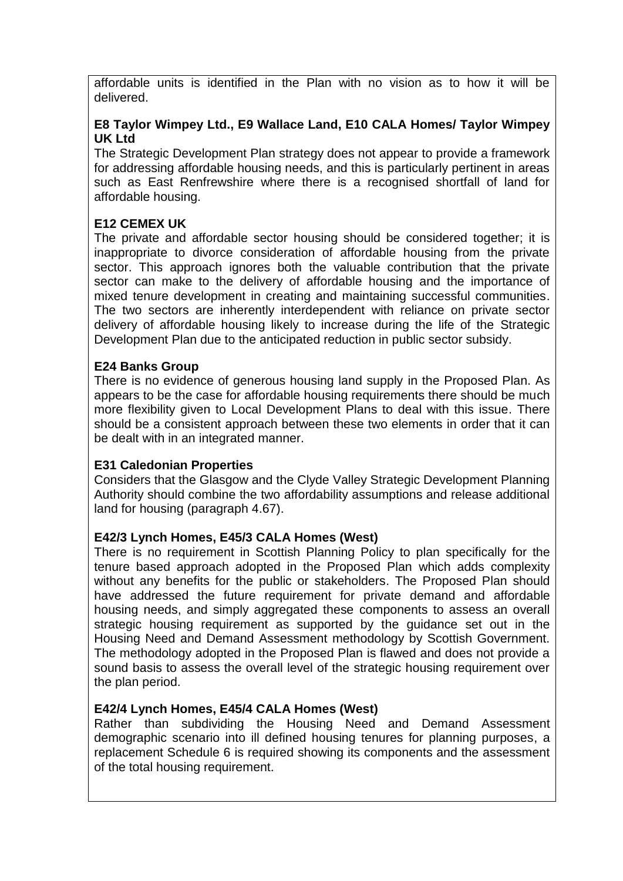affordable units is identified in the Plan with no vision as to how it will be delivered.

**E8 Taylor Wimpey Ltd., E9 Wallace Land, E10 CALA Homes/ Taylor Wimpey UK Ltd**

The Strategic Development Plan strategy does not appear to provide a framework for addressing affordable housing needs, and this is particularly pertinent in areas such as East Renfrewshire where there is a recognised shortfall of land for affordable housing.

**E12 CEMEX UK**

The private and affordable sector housing should be considered together; it is inappropriate to divorce consideration of affordable housing from the private sector. This approach ignores both the valuable contribution that the private sector can make to the delivery of affordable housing and the importance of mixed tenure development in creating and maintaining successful communities. The two sectors are inherently interdependent with reliance on private sector delivery of affordable housing likely to increase during the life of the Strategic Development Plan due to the anticipated reduction in public sector subsidy.

**E24 Banks Group**

There is no evidence of generous housing land supply in the Proposed Plan. As appears to be the case for affordable housing requirements there should be much more flexibility given to Local Development Plans to deal with this issue. There should be a consistent approach between these two elements in order that it can be dealt with in an integrated manner.

**E31 Caledonian Properties**

Considers that the Glasgow and the Clyde Valley Strategic Development Planning Authority should combine the two affordability assumptions and release additional land for housing (paragraph 4.67).

**E42/3 Lynch Homes, E45/3 CALA Homes (West)**

There is no requirement in Scottish Planning Policy to plan specifically for the tenure based approach adopted in the Proposed Plan which adds complexity without any benefits for the public or stakeholders. The Proposed Plan should have addressed the future requirement for private demand and affordable housing needs, and simply aggregated these components to assess an overall strategic housing requirement as supported by the guidance set out in the Housing Need and Demand Assessment methodology by Scottish Government. The methodology adopted in the Proposed Plan is flawed and does not provide a sound basis to assess the overall level of the strategic housing requirement over the plan period.

**E42/4 Lynch Homes, E45/4 CALA Homes (West)**

Rather than subdividing the Housing Need and Demand Assessment demographic scenario into ill defined housing tenures for planning purposes, a replacement Schedule 6 is required showing its components and the assessment of the total housing requirement.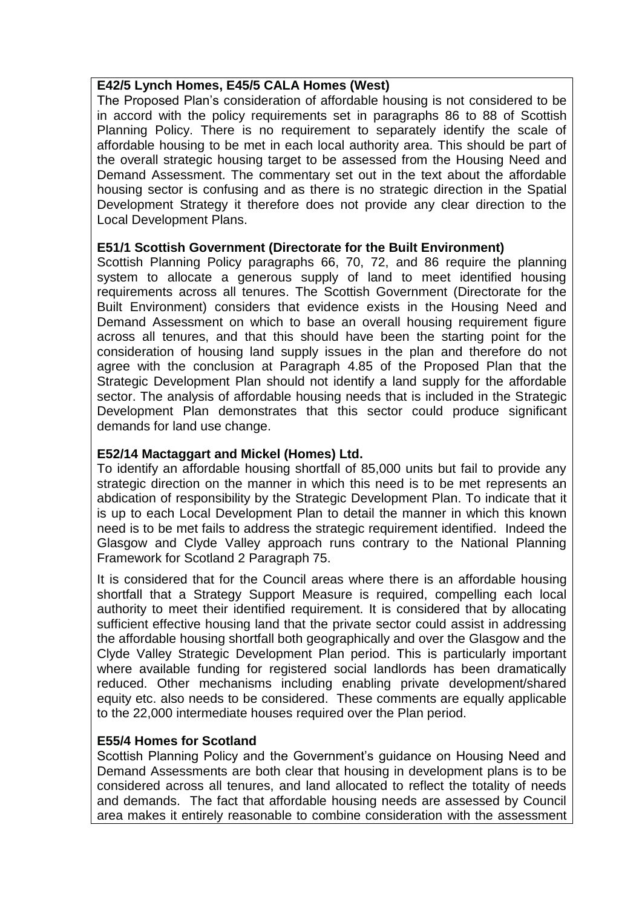**E42/5 Lynch Homes, E45/5 CALA Homes (West)**

The Proposed Plan's consideration of affordable housing is not considered to be in accord with the policy requirements set in paragraphs 86 to 88 of Scottish Planning Policy. There is no requirement to separately identify the scale of affordable housing to be met in each local authority area. This should be part of the overall strategic housing target to be assessed from the Housing Need and Demand Assessment. The commentary set out in the text about the affordable housing sector is confusing and as there is no strategic direction in the Spatial Development Strategy it therefore does not provide any clear direction to the Local Development Plans.

**E51/1 Scottish Government (Directorate for the Built Environment)**

Scottish Planning Policy paragraphs 66, 70, 72, and 86 require the planning system to allocate a generous supply of land to meet identified housing requirements across all tenures. The Scottish Government (Directorate for the Built Environment) considers that evidence exists in the Housing Need and Demand Assessment on which to base an overall housing requirement figure across all tenures, and that this should have been the starting point for the consideration of housing land supply issues in the plan and therefore do not agree with the conclusion at Paragraph 4.85 of the Proposed Plan that the Strategic Development Plan should not identify a land supply for the affordable sector. The analysis of affordable housing needs that is included in the Strategic Development Plan demonstrates that this sector could produce significant demands for land use change.

**E52/14 Mactaggart and Mickel (Homes) Ltd.**

To identify an affordable housing shortfall of 85,000 units but fail to provide any strategic direction on the manner in which this need is to be met represents an abdication of responsibility by the Strategic Development Plan. To indicate that it is up to each Local Development Plan to detail the manner in which this known need is to be met fails to address the strategic requirement identified. Indeed the Glasgow and Clyde Valley approach runs contrary to the National Planning Framework for Scotland 2 Paragraph 75.

It is considered that for the Council areas where there is an affordable housing shortfall that a Strategy Support Measure is required, compelling each local authority to meet their identified requirement. It is considered that by allocating sufficient effective housing land that the private sector could assist in addressing the affordable housing shortfall both geographically and over the Glasgow and the Clyde Valley Strategic Development Plan period. This is particularly important where available funding for registered social landlords has been dramatically reduced. Other mechanisms including enabling private development/shared equity etc. also needs to be considered. These comments are equally applicable to the 22,000 intermediate houses required over the Plan period.

**E55/4 Homes for Scotland**

Scottish Planning Policy and the Government's guidance on Housing Need and Demand Assessments are both clear that housing in development plans is to be considered across all tenures, and land allocated to reflect the totality of needs and demands. The fact that affordable housing needs are assessed by Council area makes it entirely reasonable to combine consideration with the assessment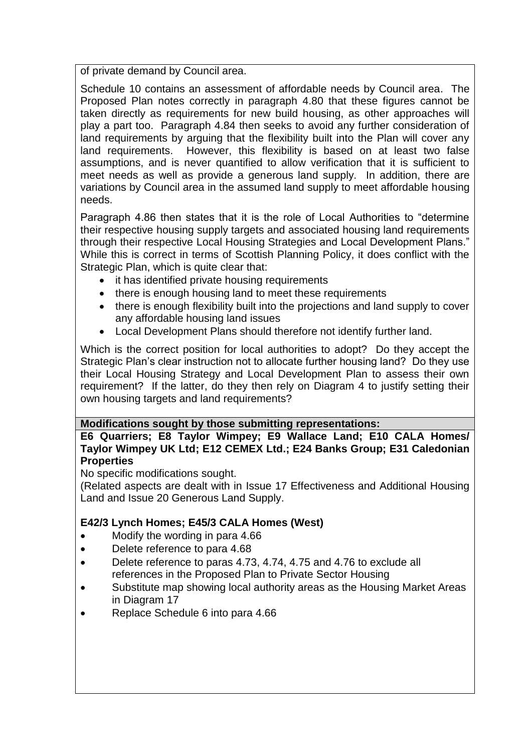of private demand by Council area.

Schedule 10 contains an assessment of affordable needs by Council area. The Proposed Plan notes correctly in paragraph 4.80 that these figures cannot be taken directly as requirements for new build housing, as other approaches will play a part too. Paragraph 4.84 then seeks to avoid any further consideration of land requirements by arguing that the flexibility built into the Plan will cover any land requirements. However, this flexibility is based on at least two false assumptions, and is never quantified to allow verification that it is sufficient to meet needs as well as provide a generous land supply. In addition, there are variations by Council area in the assumed land supply to meet affordable housing needs.

Paragraph 4.86 then states that it is the role of Local Authorities to "determine their respective housing supply targets and associated housing land requirements through their respective Local Housing Strategies and Local Development Plans." While this is correct in terms of Scottish Planning Policy, it does conflict with the Strategic Plan, which is quite clear that:

- it has identified private housing requirements
- there is enough housing land to meet these requirements
- there is enough flexibility built into the projections and land supply to cover any affordable housing land issues
- Local Development Plans should therefore not identify further land.

Which is the correct position for local authorities to adopt? Do they accept the Strategic Plan's clear instruction not to allocate further housing land? Do they use their Local Housing Strategy and Local Development Plan to assess their own requirement? If the latter, do they then rely on Diagram 4 to justify setting their own housing targets and land requirements?

**Modifications sought by those submitting representations:**

**E6 Quarriers; E8 Taylor Wimpey; E9 Wallace Land; E10 CALA Homes/ Taylor Wimpey UK Ltd; E12 CEMEX Ltd.; E24 Banks Group; E31 Caledonian Properties**

No specific modifications sought.

(Related aspects are dealt with in Issue 17 Effectiveness and Additional Housing Land and Issue 20 Generous Land Supply.

**E42/3 Lynch Homes; E45/3 CALA Homes (West)**

- Modify the wording in para 4.66
- Delete reference to para 4.68
- Delete reference to paras 4.73, 4.74, 4.75 and 4.76 to exclude all references in the Proposed Plan to Private Sector Housing
- Substitute map showing local authority areas as the Housing Market Areas in Diagram 17
- Replace Schedule 6 into para 4.66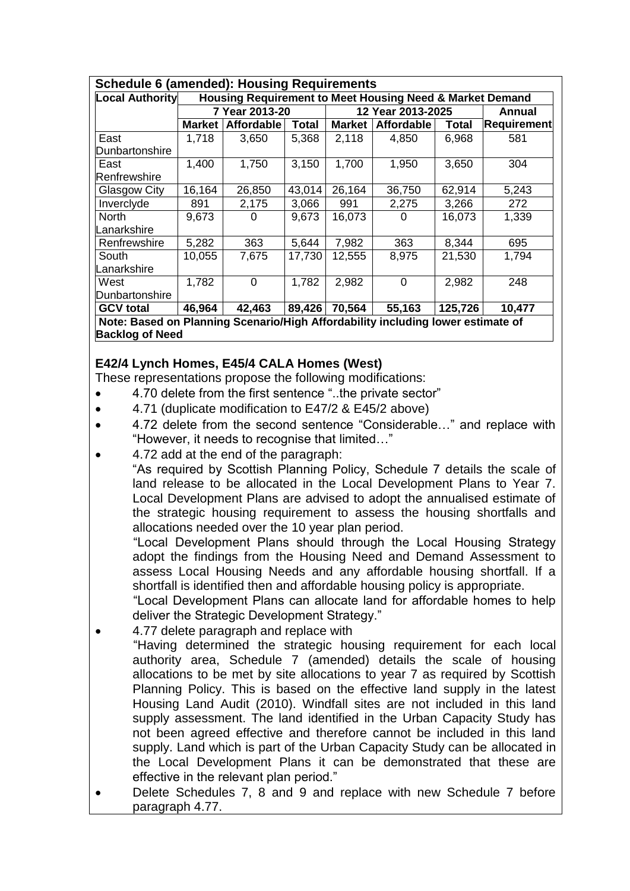| **Schedule 6 (amended): Housing Requirements** | | | | | | | |
|---|---|---|---|---|---|---|---|
| **Local Authority** | **Housing Requirement to Meet Housing Need & Market Demand** | | | | | | |
| | **7 Year 2013-20** | | | **12 Year 2013-2025** | | | **Annual Requirement** |
| | **Market** | **Affordable** | **Total** | **Market** | **Affordable** | **Total** | |
| East Dunbartonshire | 1,718 | 3,650 | 5,368 | 2,118 | 4,850 | 6,968 | 581 |
| East Renfrewshire | 1,400 | 1,750 | 3,150 | 1,700 | 1,950 | 3,650 | 304 |
| Glasgow City | 16,164 | 26,850 | 43,014 | 26,164 | 36,750 | 62,914 | 5,243 |
| Inverclyde | 891 | 2,175 | 3,066 | 991 | 2,275 | 3,266 | 272 |
| North Lanarkshire | 9,673 | 0 | 9,673 | 16,073 | 0 | 16,073 | 1,339 |
| Renfrewshire | 5,282 | 363 | 5,644 | 7,982 | 363 | 8,344 | 695 |
| South Lanarkshire | 10,055 | 7,675 | 17,730 | 12,555 | 8,975 | 21,530 | 1,794 |
| West Dunbartonshire | 1,782 | 0 | 1,782 | 2,982 | 0 | 2,982 | 248 |
| **GCV total** | **46,964** | **42,463** | **89,426** | **70,564** | **55,163** | **125,726** | **10,477** |
| **Note: Based on Planning Scenario/High Affordability including lower estimate of Backlog of Need** | | | | | | | |

**E42/4 Lynch Homes, E45/4 CALA Homes (West)**

These representations propose the following modifications:

- 4.70 delete from the first sentence "..the private sector"
- 4.71 (duplicate modification to E47/2 & E45/2 above)
- 4.72 delete from the second sentence "Considerable…" and replace with "However, it needs to recognise that limited…"
- 4.72 add at the end of the paragraph:

  "As required by Scottish Planning Policy, Schedule 7 details the scale of land release to be allocated in the Local Development Plans to Year 7. Local Development Plans are advised to adopt the annualised estimate of the strategic housing requirement to assess the housing shortfalls and allocations needed over the 10 year plan period.

  "Local Development Plans should through the Local Housing Strategy adopt the findings from the Housing Need and Demand Assessment to assess Local Housing Needs and any affordable housing shortfall. If a shortfall is identified then and affordable housing policy is appropriate.

  "Local Development Plans can allocate land for affordable homes to help deliver the Strategic Development Strategy."
- 4.77 delete paragraph and replace with

  "Having determined the strategic housing requirement for each local authority area, Schedule 7 (amended) details the scale of housing allocations to be met by site allocations to year 7 as required by Scottish Planning Policy. This is based on the effective land supply in the latest Housing Land Audit (2010). Windfall sites are not included in this land supply assessment. The land identified in the Urban Capacity Study has not been agreed effective and therefore cannot be included in this land supply. Land which is part of the Urban Capacity Study can be allocated in the Local Development Plans it can be demonstrated that these are effective in the relevant plan period."
- Delete Schedules 7, 8 and 9 and replace with new Schedule 7 before paragraph 4.77.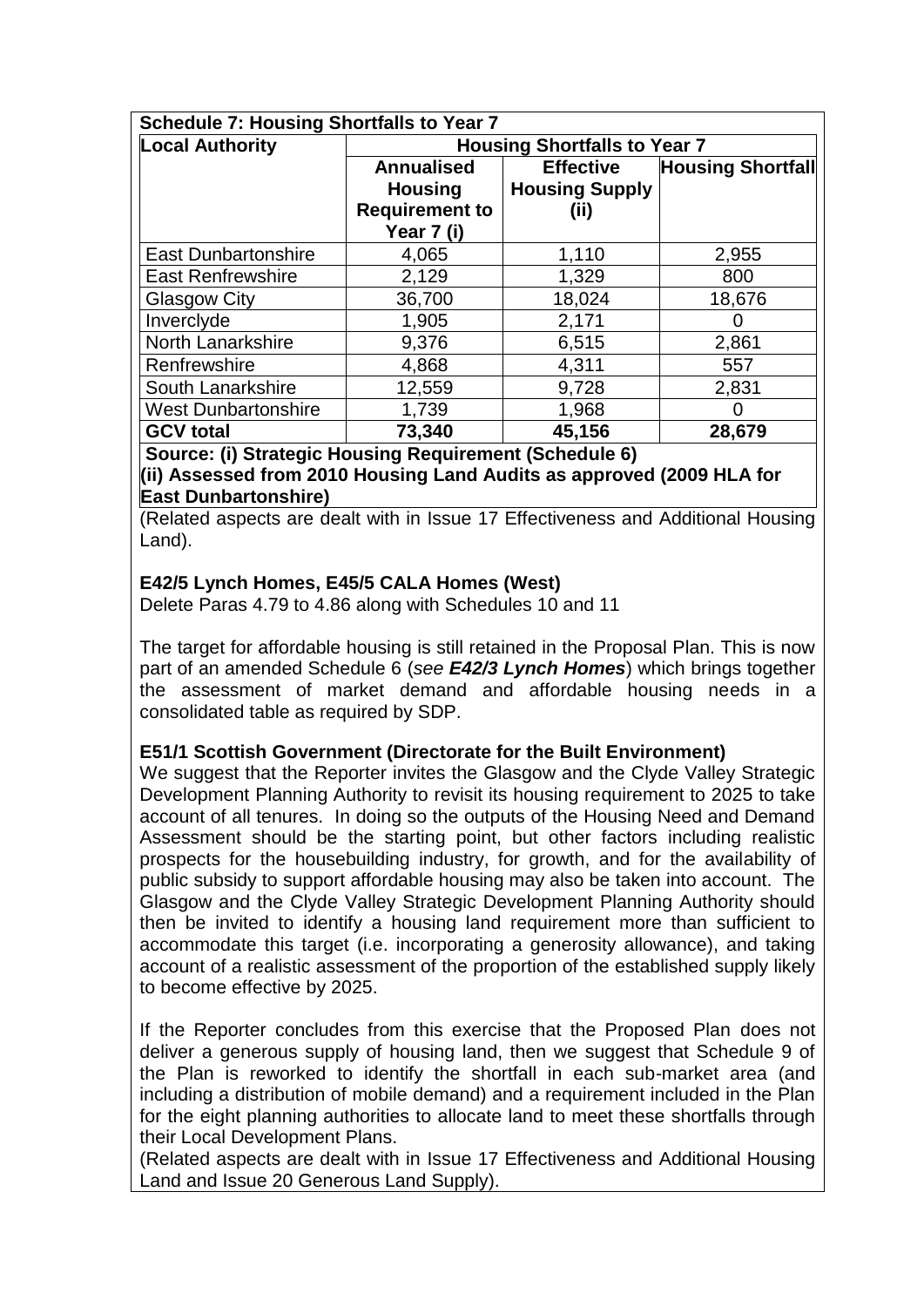**Schedule 7: Housing Shortfalls to Year 7**

| Local Authority | Housing Shortfalls to Year 7 | | |
|---|---|---|---|
| | Annualised Housing Requirement to Year 7 (i) | Effective Housing Supply (ii) | Housing Shortfall |
| East Dunbartonshire | 4,065 | 1,110 | 2,955 |
| East Renfrewshire | 2,129 | 1,329 | 800 |
| Glasgow City | 36,700 | 18,024 | 18,676 |
| Inverclyde | 1,905 | 2,171 | 0 |
| North Lanarkshire | 9,376 | 6,515 | 2,861 |
| Renfrewshire | 4,868 | 4,311 | 557 |
| South Lanarkshire | 12,559 | 9,728 | 2,831 |
| West Dunbartonshire | 1,739 | 1,968 | 0 |
| **GCV total** | **73,340** | **45,156** | **28,679** |

**Source: (i) Strategic Housing Requirement (Schedule 6)**
**(ii) Assessed from 2010 Housing Land Audits as approved (2009 HLA for East Dunbartonshire)**

(Related aspects are dealt with in Issue 17 Effectiveness and Additional Housing Land).

**E42/5 Lynch Homes, E45/5 CALA Homes (West)**
Delete Paras 4.79 to 4.86 along with Schedules 10 and 11

The target for affordable housing is still retained in the Proposal Plan. This is now part of an amended Schedule 6 (*see* ***E42/3 Lynch Homes***) which brings together the assessment of market demand and affordable housing needs in a consolidated table as required by SDP.

**E51/1 Scottish Government (Directorate for the Built Environment)**
We suggest that the Reporter invites the Glasgow and the Clyde Valley Strategic Development Planning Authority to revisit its housing requirement to 2025 to take account of all tenures. In doing so the outputs of the Housing Need and Demand Assessment should be the starting point, but other factors including realistic prospects for the housebuilding industry, for growth, and for the availability of public subsidy to support affordable housing may also be taken into account. The Glasgow and the Clyde Valley Strategic Development Planning Authority should then be invited to identify a housing land requirement more than sufficient to accommodate this target (i.e. incorporating a generosity allowance), and taking account of a realistic assessment of the proportion of the established supply likely to become effective by 2025.

If the Reporter concludes from this exercise that the Proposed Plan does not deliver a generous supply of housing land, then we suggest that Schedule 9 of the Plan is reworked to identify the shortfall in each sub-market area (and including a distribution of mobile demand) and a requirement included in the Plan for the eight planning authorities to allocate land to meet these shortfalls through their Local Development Plans.
(Related aspects are dealt with in Issue 17 Effectiveness and Additional Housing Land and Issue 20 Generous Land Supply).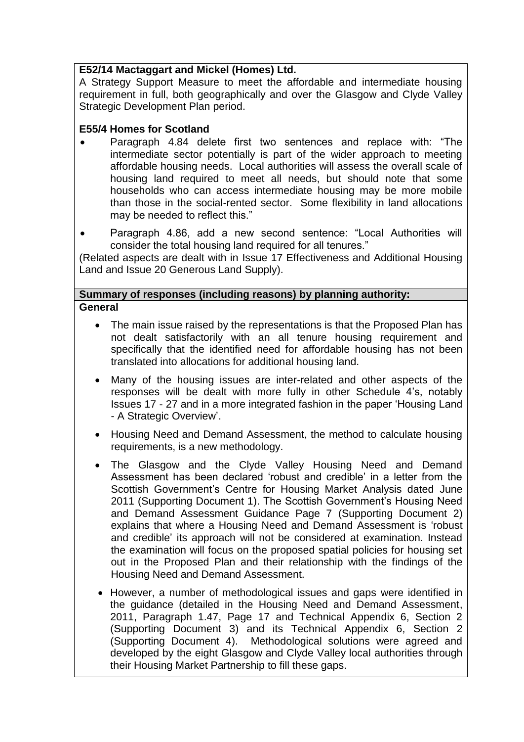**E52/14 Mactaggart and Mickel (Homes) Ltd.**

A Strategy Support Measure to meet the affordable and intermediate housing requirement in full, both geographically and over the Glasgow and Clyde Valley Strategic Development Plan period.

**E55/4 Homes for Scotland**

- Paragraph 4.84 delete first two sentences and replace with: "The intermediate sector potentially is part of the wider approach to meeting affordable housing needs. Local authorities will assess the overall scale of housing land required to meet all needs, but should note that some households who can access intermediate housing may be more mobile than those in the social-rented sector. Some flexibility in land allocations may be needed to reflect this."
- Paragraph 4.86, add a new second sentence: "Local Authorities will consider the total housing land required for all tenures."

(Related aspects are dealt with in Issue 17 Effectiveness and Additional Housing Land and Issue 20 Generous Land Supply).

**Summary of responses (including reasons) by planning authority:**

**General**

- The main issue raised by the representations is that the Proposed Plan has not dealt satisfactorily with an all tenure housing requirement and specifically that the identified need for affordable housing has not been translated into allocations for additional housing land.
- Many of the housing issues are inter-related and other aspects of the responses will be dealt with more fully in other Schedule 4's, notably Issues 17 - 27 and in a more integrated fashion in the paper 'Housing Land - A Strategic Overview'.
- Housing Need and Demand Assessment, the method to calculate housing requirements, is a new methodology.
- The Glasgow and the Clyde Valley Housing Need and Demand Assessment has been declared 'robust and credible' in a letter from the Scottish Government's Centre for Housing Market Analysis dated June 2011 (Supporting Document 1). The Scottish Government's Housing Need and Demand Assessment Guidance Page 7 (Supporting Document 2) explains that where a Housing Need and Demand Assessment is 'robust and credible' its approach will not be considered at examination. Instead the examination will focus on the proposed spatial policies for housing set out in the Proposed Plan and their relationship with the findings of the Housing Need and Demand Assessment.
- However, a number of methodological issues and gaps were identified in the guidance (detailed in the Housing Need and Demand Assessment, 2011, Paragraph 1.47, Page 17 and Technical Appendix 6, Section 2 (Supporting Document 3) and its Technical Appendix 6, Section 2 (Supporting Document 4). Methodological solutions were agreed and developed by the eight Glasgow and Clyde Valley local authorities through their Housing Market Partnership to fill these gaps.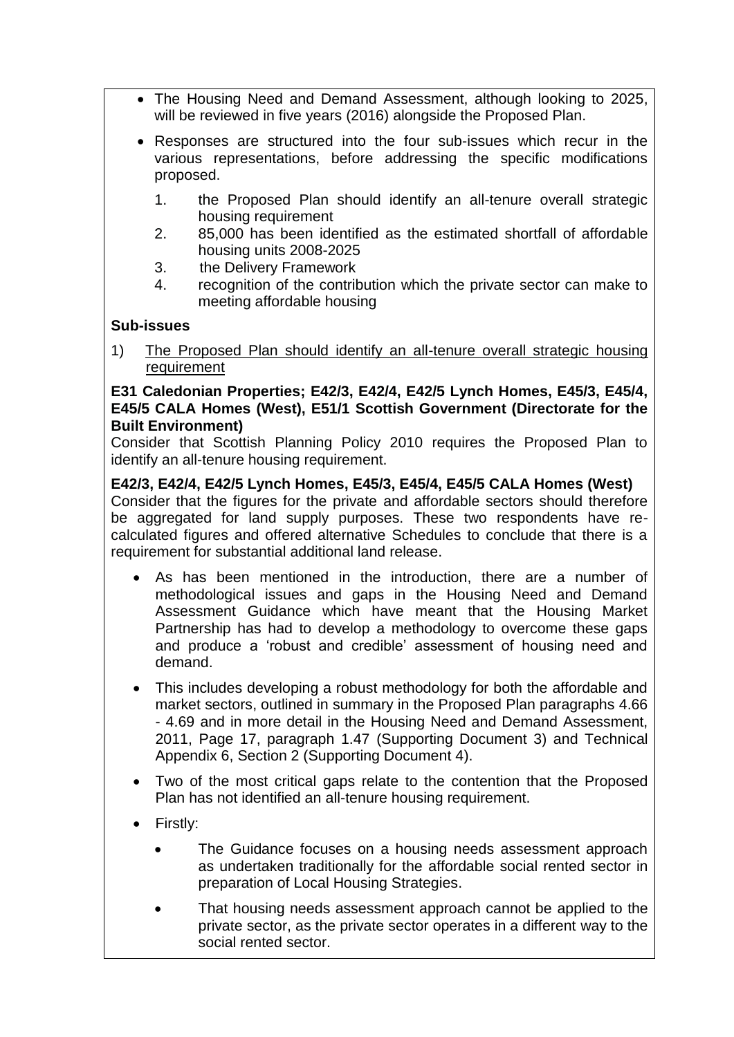- The Housing Need and Demand Assessment, although looking to 2025, will be reviewed in five years (2016) alongside the Proposed Plan.
- Responses are structured into the four sub-issues which recur in the various representations, before addressing the specific modifications proposed.
  1. the Proposed Plan should identify an all-tenure overall strategic housing requirement
  2. 85,000 has been identified as the estimated shortfall of affordable housing units 2008-2025
  3. the Delivery Framework
  4. recognition of the contribution which the private sector can make to meeting affordable housing

**Sub-issues**

1) <u>The Proposed Plan should identify an all-tenure overall strategic housing requirement</u>

**E31 Caledonian Properties; E42/3, E42/4, E42/5 Lynch Homes, E45/3, E45/4, E45/5 CALA Homes (West), E51/1 Scottish Government (Directorate for the Built Environment)**
Consider that Scottish Planning Policy 2010 requires the Proposed Plan to identify an all-tenure housing requirement.

**E42/3, E42/4, E42/5 Lynch Homes, E45/3, E45/4, E45/5 CALA Homes (West)**
Consider that the figures for the private and affordable sectors should therefore be aggregated for land supply purposes. These two respondents have re-calculated figures and offered alternative Schedules to conclude that there is a requirement for substantial additional land release.

- As has been mentioned in the introduction, there are a number of methodological issues and gaps in the Housing Need and Demand Assessment Guidance which have meant that the Housing Market Partnership has had to develop a methodology to overcome these gaps and produce a 'robust and credible' assessment of housing need and demand.
- This includes developing a robust methodology for both the affordable and market sectors, outlined in summary in the Proposed Plan paragraphs 4.66 - 4.69 and in more detail in the Housing Need and Demand Assessment, 2011, Page 17, paragraph 1.47 (Supporting Document 3) and Technical Appendix 6, Section 2 (Supporting Document 4).
- Two of the most critical gaps relate to the contention that the Proposed Plan has not identified an all-tenure housing requirement.
- Firstly:
  - The Guidance focuses on a housing needs assessment approach as undertaken traditionally for the affordable social rented sector in preparation of Local Housing Strategies.
  - That housing needs assessment approach cannot be applied to the private sector, as the private sector operates in a different way to the social rented sector.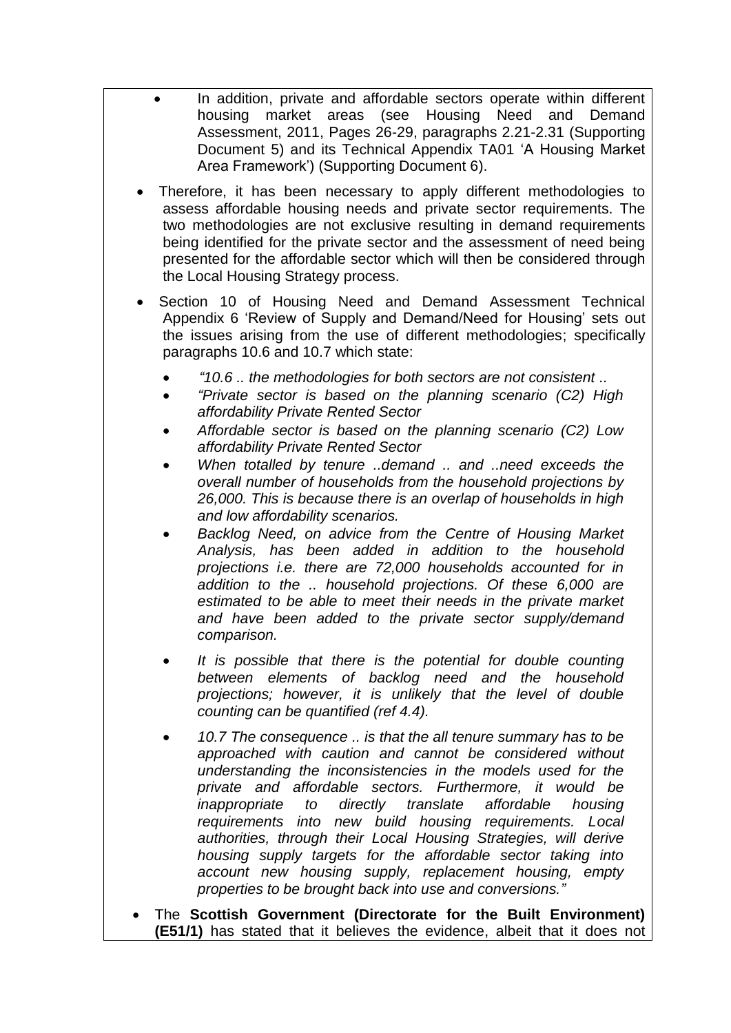- In addition, private and affordable sectors operate within different housing market areas (see Housing Need and Demand Assessment, 2011, Pages 26-29, paragraphs 2.21-2.31 (Supporting Document 5) and its Technical Appendix TA01 'A Housing Market Area Framework') (Supporting Document 6).

- Therefore, it has been necessary to apply different methodologies to assess affordable housing needs and private sector requirements. The two methodologies are not exclusive resulting in demand requirements being identified for the private sector and the assessment of need being presented for the affordable sector which will then be considered through the Local Housing Strategy process.

- Section 10 of Housing Need and Demand Assessment Technical Appendix 6 'Review of Supply and Demand/Need for Housing' sets out the issues arising from the use of different methodologies; specifically paragraphs 10.6 and 10.7 which state:

  - *"10.6 .. the methodologies for both sectors are not consistent ..*
  - *"Private sector is based on the planning scenario (C2) High affordability Private Rented Sector*
  - *Affordable sector is based on the planning scenario (C2) Low affordability Private Rented Sector*
  - *When totalled by tenure ..demand .. and ..need exceeds the overall number of households from the household projections by 26,000. This is because there is an overlap of households in high and low affordability scenarios.*
  - *Backlog Need, on advice from the Centre of Housing Market Analysis, has been added in addition to the household projections i.e. there are 72,000 households accounted for in addition to the .. household projections. Of these 6,000 are estimated to be able to meet their needs in the private market and have been added to the private sector supply/demand comparison.*
  - *It is possible that there is the potential for double counting between elements of backlog need and the household projections; however, it is unlikely that the level of double counting can be quantified (ref 4.4).*
  - *10.7 The consequence .. is that the all tenure summary has to be approached with caution and cannot be considered without understanding the inconsistencies in the models used for the private and affordable sectors. Furthermore, it would be inappropriate to directly translate affordable housing requirements into new build housing requirements. Local authorities, through their Local Housing Strategies, will derive housing supply targets for the affordable sector taking into account new housing supply, replacement housing, empty properties to be brought back into use and conversions."*

- The **Scottish Government (Directorate for the Built Environment) (E51/1)** has stated that it believes the evidence, albeit that it does not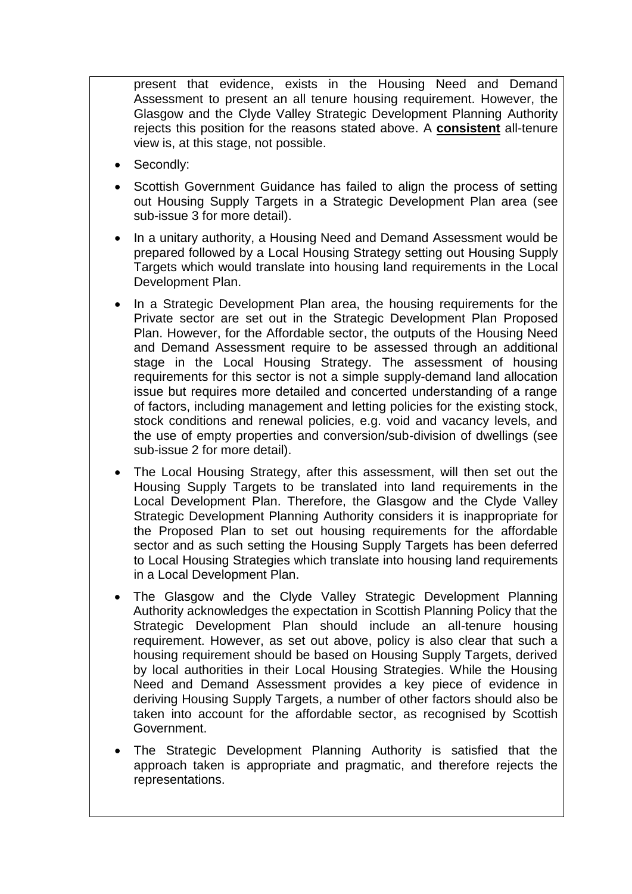present that evidence, exists in the Housing Need and Demand Assessment to present an all tenure housing requirement. However, the Glasgow and the Clyde Valley Strategic Development Planning Authority rejects this position for the reasons stated above. A **consistent** all-tenure view is, at this stage, not possible.

- Secondly:
- Scottish Government Guidance has failed to align the process of setting out Housing Supply Targets in a Strategic Development Plan area (see sub-issue 3 for more detail).
- In a unitary authority, a Housing Need and Demand Assessment would be prepared followed by a Local Housing Strategy setting out Housing Supply Targets which would translate into housing land requirements in the Local Development Plan.
- In a Strategic Development Plan area, the housing requirements for the Private sector are set out in the Strategic Development Plan Proposed Plan. However, for the Affordable sector, the outputs of the Housing Need and Demand Assessment require to be assessed through an additional stage in the Local Housing Strategy. The assessment of housing requirements for this sector is not a simple supply-demand land allocation issue but requires more detailed and concerted understanding of a range of factors, including management and letting policies for the existing stock, stock conditions and renewal policies, e.g. void and vacancy levels, and the use of empty properties and conversion/sub-division of dwellings (see sub-issue 2 for more detail).
- The Local Housing Strategy, after this assessment, will then set out the Housing Supply Targets to be translated into land requirements in the Local Development Plan. Therefore, the Glasgow and the Clyde Valley Strategic Development Planning Authority considers it is inappropriate for the Proposed Plan to set out housing requirements for the affordable sector and as such setting the Housing Supply Targets has been deferred to Local Housing Strategies which translate into housing land requirements in a Local Development Plan.
- The Glasgow and the Clyde Valley Strategic Development Planning Authority acknowledges the expectation in Scottish Planning Policy that the Strategic Development Plan should include an all-tenure housing requirement. However, as set out above, policy is also clear that such a housing requirement should be based on Housing Supply Targets, derived by local authorities in their Local Housing Strategies. While the Housing Need and Demand Assessment provides a key piece of evidence in deriving Housing Supply Targets, a number of other factors should also be taken into account for the affordable sector, as recognised by Scottish Government.
- The Strategic Development Planning Authority is satisfied that the approach taken is appropriate and pragmatic, and therefore rejects the representations.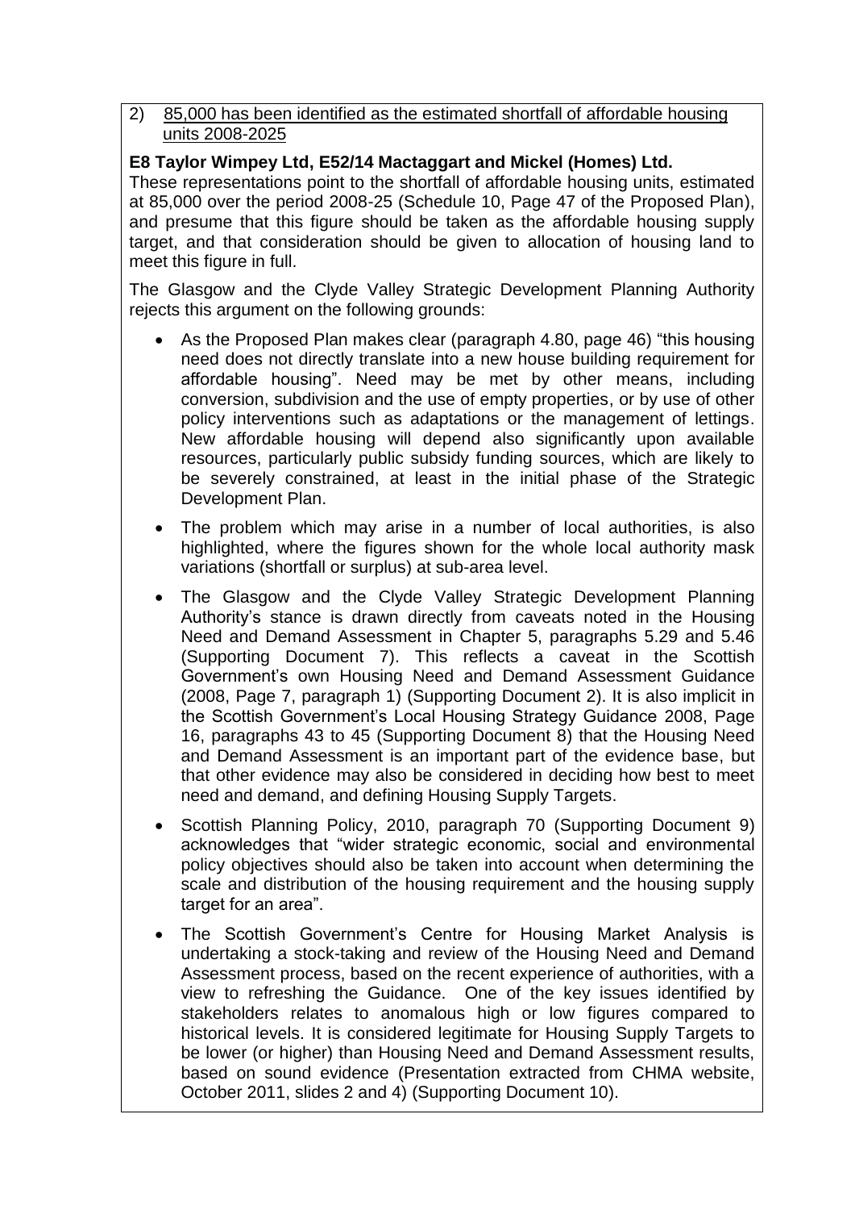2) <u>85,000 has been identified as the estimated shortfall of affordable housing units 2008-2025</u>

**E8 Taylor Wimpey Ltd, E52/14 Mactaggart and Mickel (Homes) Ltd.**
These representations point to the shortfall of affordable housing units, estimated at 85,000 over the period 2008-25 (Schedule 10, Page 47 of the Proposed Plan), and presume that this figure should be taken as the affordable housing supply target, and that consideration should be given to allocation of housing land to meet this figure in full.

The Glasgow and the Clyde Valley Strategic Development Planning Authority rejects this argument on the following grounds:

- As the Proposed Plan makes clear (paragraph 4.80, page 46) "this housing need does not directly translate into a new house building requirement for affordable housing". Need may be met by other means, including conversion, subdivision and the use of empty properties, or by use of other policy interventions such as adaptations or the management of lettings. New affordable housing will depend also significantly upon available resources, particularly public subsidy funding sources, which are likely to be severely constrained, at least in the initial phase of the Strategic Development Plan.
- The problem which may arise in a number of local authorities, is also highlighted, where the figures shown for the whole local authority mask variations (shortfall or surplus) at sub-area level.
- The Glasgow and the Clyde Valley Strategic Development Planning Authority's stance is drawn directly from caveats noted in the Housing Need and Demand Assessment in Chapter 5, paragraphs 5.29 and 5.46 (Supporting Document 7). This reflects a caveat in the Scottish Government's own Housing Need and Demand Assessment Guidance (2008, Page 7, paragraph 1) (Supporting Document 2). It is also implicit in the Scottish Government's Local Housing Strategy Guidance 2008, Page 16, paragraphs 43 to 45 (Supporting Document 8) that the Housing Need and Demand Assessment is an important part of the evidence base, but that other evidence may also be considered in deciding how best to meet need and demand, and defining Housing Supply Targets.
- Scottish Planning Policy, 2010, paragraph 70 (Supporting Document 9) acknowledges that "wider strategic economic, social and environmental policy objectives should also be taken into account when determining the scale and distribution of the housing requirement and the housing supply target for an area".
- The Scottish Government's Centre for Housing Market Analysis is undertaking a stock-taking and review of the Housing Need and Demand Assessment process, based on the recent experience of authorities, with a view to refreshing the Guidance. One of the key issues identified by stakeholders relates to anomalous high or low figures compared to historical levels. It is considered legitimate for Housing Supply Targets to be lower (or higher) than Housing Need and Demand Assessment results, based on sound evidence (Presentation extracted from CHMA website, October 2011, slides 2 and 4) (Supporting Document 10).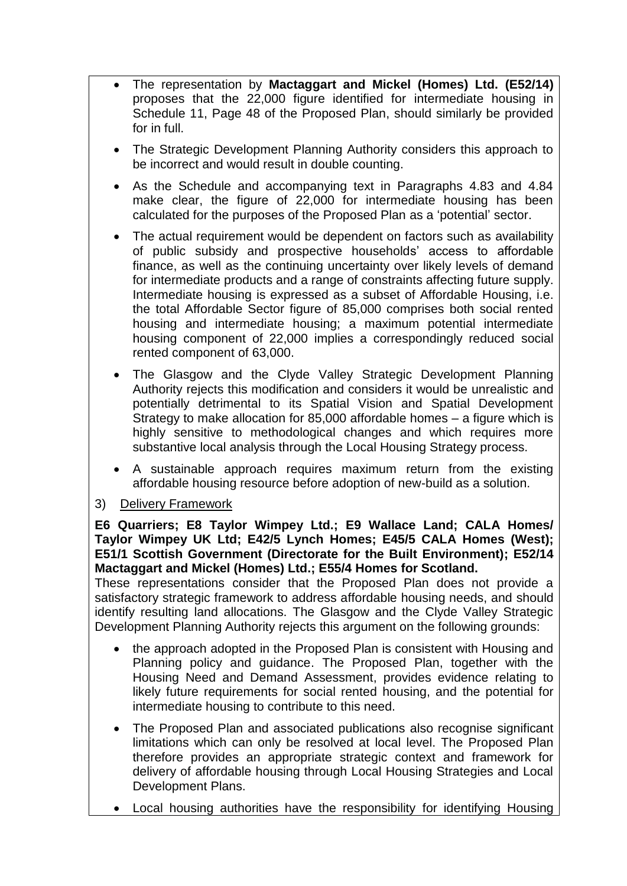- The representation by **Mactaggart and Mickel (Homes) Ltd. (E52/14)** proposes that the 22,000 figure identified for intermediate housing in Schedule 11, Page 48 of the Proposed Plan, should similarly be provided for in full.
- The Strategic Development Planning Authority considers this approach to be incorrect and would result in double counting.
- As the Schedule and accompanying text in Paragraphs 4.83 and 4.84 make clear, the figure of 22,000 for intermediate housing has been calculated for the purposes of the Proposed Plan as a 'potential' sector.
- The actual requirement would be dependent on factors such as availability of public subsidy and prospective households' access to affordable finance, as well as the continuing uncertainty over likely levels of demand for intermediate products and a range of constraints affecting future supply. Intermediate housing is expressed as a subset of Affordable Housing, i.e. the total Affordable Sector figure of 85,000 comprises both social rented housing and intermediate housing; a maximum potential intermediate housing component of 22,000 implies a correspondingly reduced social rented component of 63,000.
- The Glasgow and the Clyde Valley Strategic Development Planning Authority rejects this modification and considers it would be unrealistic and potentially detrimental to its Spatial Vision and Spatial Development Strategy to make allocation for 85,000 affordable homes – a figure which is highly sensitive to methodological changes and which requires more substantive local analysis through the Local Housing Strategy process.
- A sustainable approach requires maximum return from the existing affordable housing resource before adoption of new-build as a solution.

3) Delivery Framework

**E6 Quarriers; E8 Taylor Wimpey Ltd.; E9 Wallace Land; CALA Homes/ Taylor Wimpey UK Ltd; E42/5 Lynch Homes; E45/5 CALA Homes (West); E51/1 Scottish Government (Directorate for the Built Environment); E52/14 Mactaggart and Mickel (Homes) Ltd.; E55/4 Homes for Scotland.**

These representations consider that the Proposed Plan does not provide a satisfactory strategic framework to address affordable housing needs, and should identify resulting land allocations. The Glasgow and the Clyde Valley Strategic Development Planning Authority rejects this argument on the following grounds:

- the approach adopted in the Proposed Plan is consistent with Housing and Planning policy and guidance. The Proposed Plan, together with the Housing Need and Demand Assessment, provides evidence relating to likely future requirements for social rented housing, and the potential for intermediate housing to contribute to this need.
- The Proposed Plan and associated publications also recognise significant limitations which can only be resolved at local level. The Proposed Plan therefore provides an appropriate strategic context and framework for delivery of affordable housing through Local Housing Strategies and Local Development Plans.
- Local housing authorities have the responsibility for identifying Housing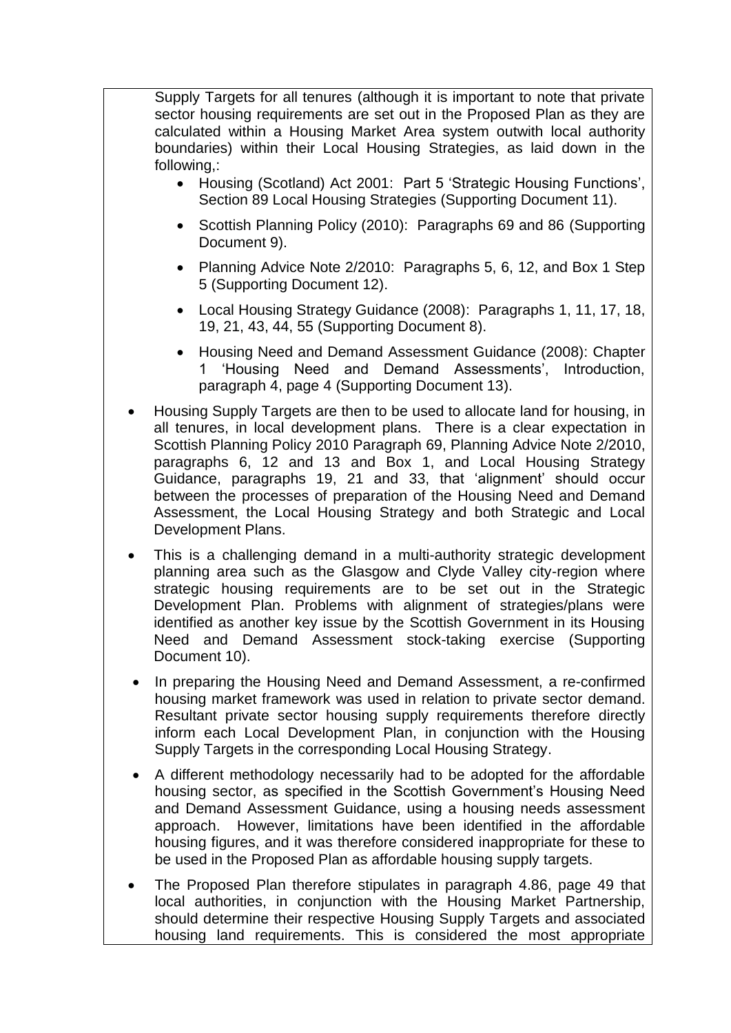Supply Targets for all tenures (although it is important to note that private sector housing requirements are set out in the Proposed Plan as they are calculated within a Housing Market Area system outwith local authority boundaries) within their Local Housing Strategies, as laid down in the following,:

- Housing (Scotland) Act 2001: Part 5 'Strategic Housing Functions', Section 89 Local Housing Strategies (Supporting Document 11).
- Scottish Planning Policy (2010): Paragraphs 69 and 86 (Supporting Document 9).
- Planning Advice Note 2/2010: Paragraphs 5, 6, 12, and Box 1 Step 5 (Supporting Document 12).
- Local Housing Strategy Guidance (2008): Paragraphs 1, 11, 17, 18, 19, 21, 43, 44, 55 (Supporting Document 8).
- Housing Need and Demand Assessment Guidance (2008): Chapter 1 'Housing Need and Demand Assessments', Introduction, paragraph 4, page 4 (Supporting Document 13).

- Housing Supply Targets are then to be used to allocate land for housing, in all tenures, in local development plans. There is a clear expectation in Scottish Planning Policy 2010 Paragraph 69, Planning Advice Note 2/2010, paragraphs 6, 12 and 13 and Box 1, and Local Housing Strategy Guidance, paragraphs 19, 21 and 33, that 'alignment' should occur between the processes of preparation of the Housing Need and Demand Assessment, the Local Housing Strategy and both Strategic and Local Development Plans.
- This is a challenging demand in a multi-authority strategic development planning area such as the Glasgow and Clyde Valley city-region where strategic housing requirements are to be set out in the Strategic Development Plan. Problems with alignment of strategies/plans were identified as another key issue by the Scottish Government in its Housing Need and Demand Assessment stock-taking exercise (Supporting Document 10).
- In preparing the Housing Need and Demand Assessment, a re-confirmed housing market framework was used in relation to private sector demand. Resultant private sector housing supply requirements therefore directly inform each Local Development Plan, in conjunction with the Housing Supply Targets in the corresponding Local Housing Strategy.
- A different methodology necessarily had to be adopted for the affordable housing sector, as specified in the Scottish Government's Housing Need and Demand Assessment Guidance, using a housing needs assessment approach. However, limitations have been identified in the affordable housing figures, and it was therefore considered inappropriate for these to be used in the Proposed Plan as affordable housing supply targets.
- The Proposed Plan therefore stipulates in paragraph 4.86, page 49 that local authorities, in conjunction with the Housing Market Partnership, should determine their respective Housing Supply Targets and associated housing land requirements. This is considered the most appropriate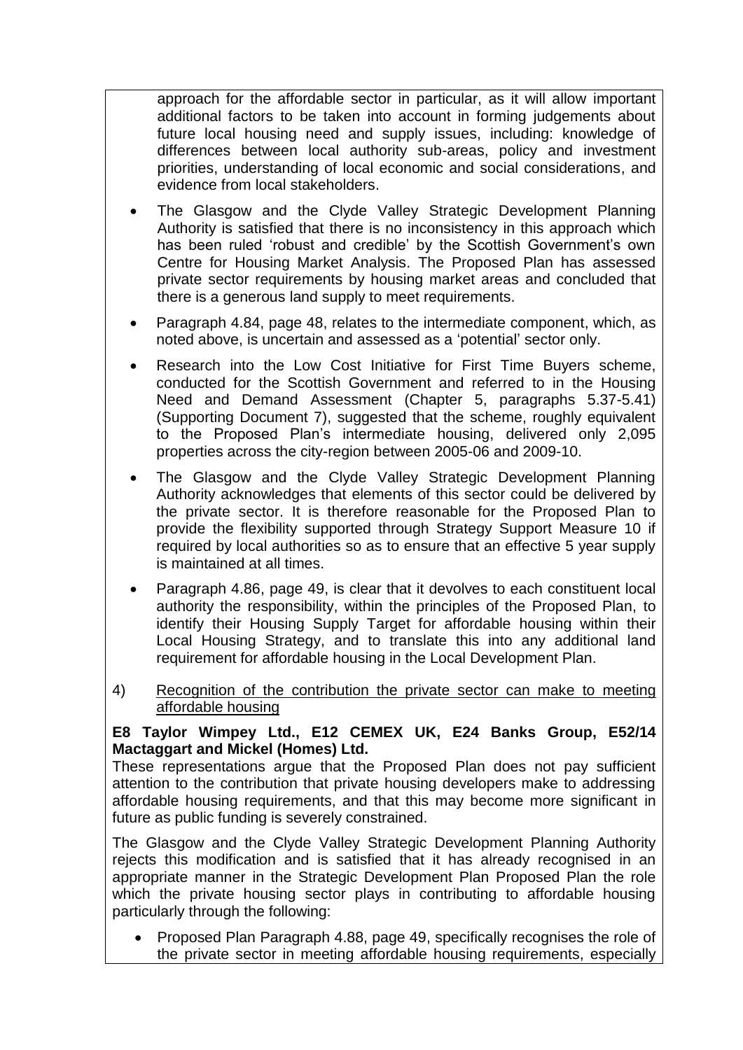approach for the affordable sector in particular, as it will allow important additional factors to be taken into account in forming judgements about future local housing need and supply issues, including: knowledge of differences between local authority sub-areas, policy and investment priorities, understanding of local economic and social considerations, and evidence from local stakeholders.

- The Glasgow and the Clyde Valley Strategic Development Planning Authority is satisfied that there is no inconsistency in this approach which has been ruled 'robust and credible' by the Scottish Government's own Centre for Housing Market Analysis. The Proposed Plan has assessed private sector requirements by housing market areas and concluded that there is a generous land supply to meet requirements.
- Paragraph 4.84, page 48, relates to the intermediate component, which, as noted above, is uncertain and assessed as a 'potential' sector only.
- Research into the Low Cost Initiative for First Time Buyers scheme, conducted for the Scottish Government and referred to in the Housing Need and Demand Assessment (Chapter 5, paragraphs 5.37-5.41) (Supporting Document 7), suggested that the scheme, roughly equivalent to the Proposed Plan's intermediate housing, delivered only 2,095 properties across the city-region between 2005-06 and 2009-10.
- The Glasgow and the Clyde Valley Strategic Development Planning Authority acknowledges that elements of this sector could be delivered by the private sector. It is therefore reasonable for the Proposed Plan to provide the flexibility supported through Strategy Support Measure 10 if required by local authorities so as to ensure that an effective 5 year supply is maintained at all times.
- Paragraph 4.86, page 49, is clear that it devolves to each constituent local authority the responsibility, within the principles of the Proposed Plan, to identify their Housing Supply Target for affordable housing within their Local Housing Strategy, and to translate this into any additional land requirement for affordable housing in the Local Development Plan.

4) <u>Recognition of the contribution the private sector can make to meeting affordable housing</u>

**E8 Taylor Wimpey Ltd., E12 CEMEX UK, E24 Banks Group, E52/14 Mactaggart and Mickel (Homes) Ltd.**

These representations argue that the Proposed Plan does not pay sufficient attention to the contribution that private housing developers make to addressing affordable housing requirements, and that this may become more significant in future as public funding is severely constrained.

The Glasgow and the Clyde Valley Strategic Development Planning Authority rejects this modification and is satisfied that it has already recognised in an appropriate manner in the Strategic Development Plan Proposed Plan the role which the private housing sector plays in contributing to affordable housing particularly through the following:

- Proposed Plan Paragraph 4.88, page 49, specifically recognises the role of the private sector in meeting affordable housing requirements, especially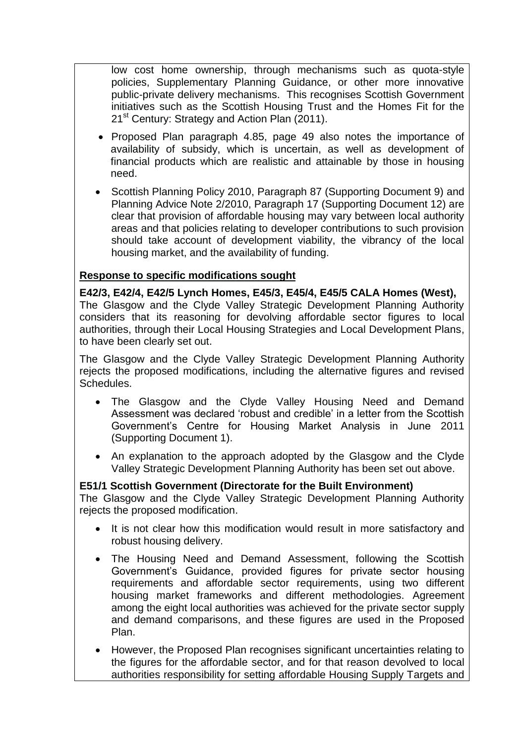low cost home ownership, through mechanisms such as quota-style policies, Supplementary Planning Guidance, or other more innovative public-private delivery mechanisms. This recognises Scottish Government initiatives such as the Scottish Housing Trust and the Homes Fit for the 21st Century: Strategy and Action Plan (2011).

- Proposed Plan paragraph 4.85, page 49 also notes the importance of availability of subsidy, which is uncertain, as well as development of financial products which are realistic and attainable by those in housing need.
- Scottish Planning Policy 2010, Paragraph 87 (Supporting Document 9) and Planning Advice Note 2/2010, Paragraph 17 (Supporting Document 12) are clear that provision of affordable housing may vary between local authority areas and that policies relating to developer contributions to such provision should take account of development viability, the vibrancy of the local housing market, and the availability of funding.

**Response to specific modifications sought**

**E42/3, E42/4, E42/5 Lynch Homes, E45/3, E45/4, E45/5 CALA Homes (West),**
The Glasgow and the Clyde Valley Strategic Development Planning Authority considers that its reasoning for devolving affordable sector figures to local authorities, through their Local Housing Strategies and Local Development Plans, to have been clearly set out.

The Glasgow and the Clyde Valley Strategic Development Planning Authority rejects the proposed modifications, including the alternative figures and revised Schedules.

- The Glasgow and the Clyde Valley Housing Need and Demand Assessment was declared 'robust and credible' in a letter from the Scottish Government's Centre for Housing Market Analysis in June 2011 (Supporting Document 1).
- An explanation to the approach adopted by the Glasgow and the Clyde Valley Strategic Development Planning Authority has been set out above.

**E51/1 Scottish Government (Directorate for the Built Environment)**
The Glasgow and the Clyde Valley Strategic Development Planning Authority rejects the proposed modification.

- It is not clear how this modification would result in more satisfactory and robust housing delivery.
- The Housing Need and Demand Assessment, following the Scottish Government's Guidance, provided figures for private sector housing requirements and affordable sector requirements, using two different housing market frameworks and different methodologies. Agreement among the eight local authorities was achieved for the private sector supply and demand comparisons, and these figures are used in the Proposed Plan.
- However, the Proposed Plan recognises significant uncertainties relating to the figures for the affordable sector, and for that reason devolved to local authorities responsibility for setting affordable Housing Supply Targets and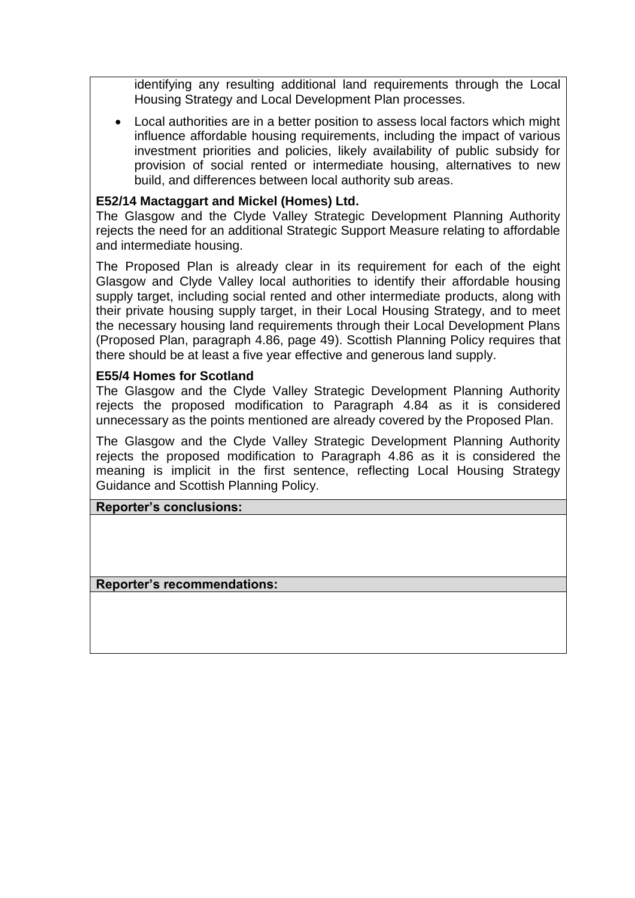identifying any resulting additional land requirements through the Local Housing Strategy and Local Development Plan processes.

- Local authorities are in a better position to assess local factors which might influence affordable housing requirements, including the impact of various investment priorities and policies, likely availability of public subsidy for provision of social rented or intermediate housing, alternatives to new build, and differences between local authority sub areas.

**E52/14 Mactaggart and Mickel (Homes) Ltd.**

The Glasgow and the Clyde Valley Strategic Development Planning Authority rejects the need for an additional Strategic Support Measure relating to affordable and intermediate housing.

The Proposed Plan is already clear in its requirement for each of the eight Glasgow and Clyde Valley local authorities to identify their affordable housing supply target, including social rented and other intermediate products, along with their private housing supply target, in their Local Housing Strategy, and to meet the necessary housing land requirements through their Local Development Plans (Proposed Plan, paragraph 4.86, page 49). Scottish Planning Policy requires that there should be at least a five year effective and generous land supply.

**E55/4 Homes for Scotland**

The Glasgow and the Clyde Valley Strategic Development Planning Authority rejects the proposed modification to Paragraph 4.84 as it is considered unnecessary as the points mentioned are already covered by the Proposed Plan.

The Glasgow and the Clyde Valley Strategic Development Planning Authority rejects the proposed modification to Paragraph 4.86 as it is considered the meaning is implicit in the first sentence, reflecting Local Housing Strategy Guidance and Scottish Planning Policy.

**Reporter's conclusions:**

**Reporter's recommendations:**